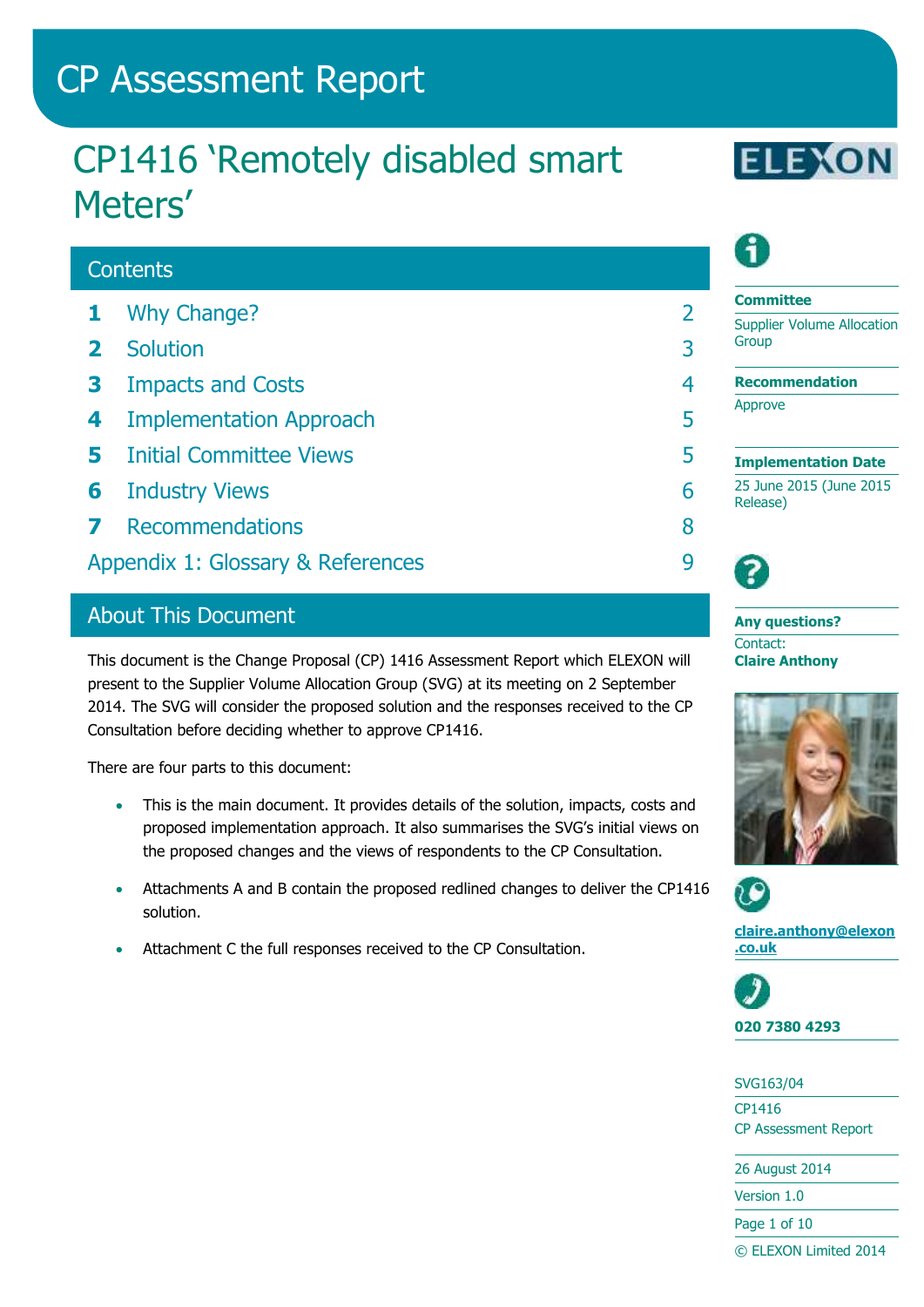# CP Assessment Report

## CP1416 'Remotely disabled smart Meters'

### Contents

| | | |
|---|---|---|
| **1** | Why Change? | 2 |
| **2** | Solution | 3 |
| **3** | Impacts and Costs | 4 |
| **4** | Implementation Approach | 5 |
| **5** | Initial Committee Views | 5 |
| **6** | Industry Views | 6 |
| **7** | Recommendations | 8 |
| | Appendix 1: Glossary & References | 9 |

### About This Document

This document is the Change Proposal (CP) 1416 Assessment Report which ELEXON will present to the Supplier Volume Allocation Group (SVG) at its meeting on 2 September 2014. The SVG will consider the proposed solution and the responses received to the CP Consultation before deciding whether to approve CP1416.

There are four parts to this document:

- This is the main document. It provides details of the solution, impacts, costs and proposed implementation approach. It also summarises the SVG's initial views on the proposed changes and the views of respondents to the CP Consultation.
- Attachments A and B contain the proposed redlined changes to deliver the CP1416 solution.
- Attachment C the full responses received to the CP Consultation.

**Committee**
Supplier Volume Allocation Group

**Recommendation**
Approve

**Implementation Date**
25 June 2015 (June 2015 Release)

**Any questions?**
Contact:
**Claire Anthony**

claire.anthony@elexon.co.uk

020 7380 4293

SVG163/04
CP1416
CP Assessment Report

26 August 2014

Version 1.0

© ELEXON Limited 2014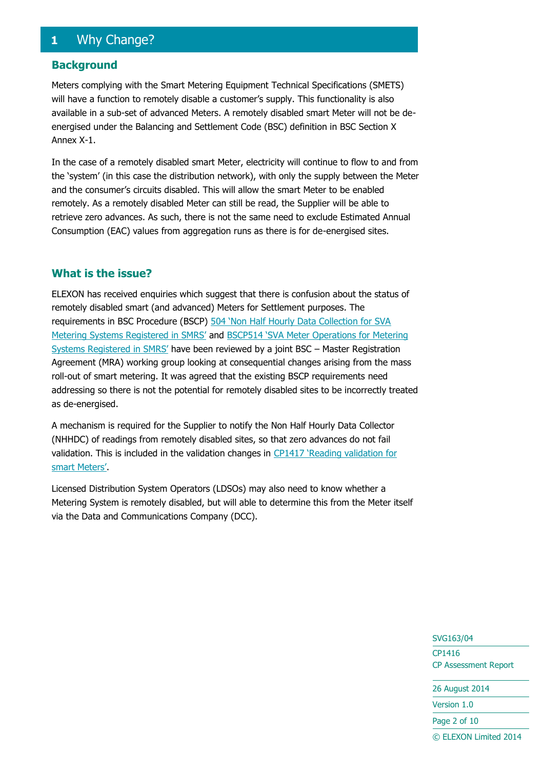# 1 Why Change?

## Background

Meters complying with the Smart Metering Equipment Technical Specifications (SMETS) will have a function to remotely disable a customer's supply. This functionality is also available in a sub-set of advanced Meters. A remotely disabled smart Meter will not be de-energised under the Balancing and Settlement Code (BSC) definition in BSC Section X Annex X-1.

In the case of a remotely disabled smart Meter, electricity will continue to flow to and from the 'system' (in this case the distribution network), with only the supply between the Meter and the consumer's circuits disabled. This will allow the smart Meter to be enabled remotely. As a remotely disabled Meter can still be read, the Supplier will be able to retrieve zero advances. As such, there is not the same need to exclude Estimated Annual Consumption (EAC) values from aggregation runs as there is for de-energised sites.

## What is the issue?

ELEXON has received enquiries which suggest that there is confusion about the status of remotely disabled smart (and advanced) Meters for Settlement purposes. The requirements in BSC Procedure (BSCP) 504 'Non Half Hourly Data Collection for SVA Metering Systems Registered in SMRS' and BSCP514 'SVA Meter Operations for Metering Systems Registered in SMRS' have been reviewed by a joint BSC – Master Registration Agreement (MRA) working group looking at consequential changes arising from the mass roll-out of smart metering. It was agreed that the existing BSCP requirements need addressing so there is not the potential for remotely disabled sites to be incorrectly treated as de-energised.

A mechanism is required for the Supplier to notify the Non Half Hourly Data Collector (NHHDC) of readings from remotely disabled sites, so that zero advances do not fail validation. This is included in the validation changes in CP1417 'Reading validation for smart Meters'.

Licensed Distribution System Operators (LDSOs) may also need to know whether a Metering System is remotely disabled, but will able to determine this from the Meter itself via the Data and Communications Company (DCC).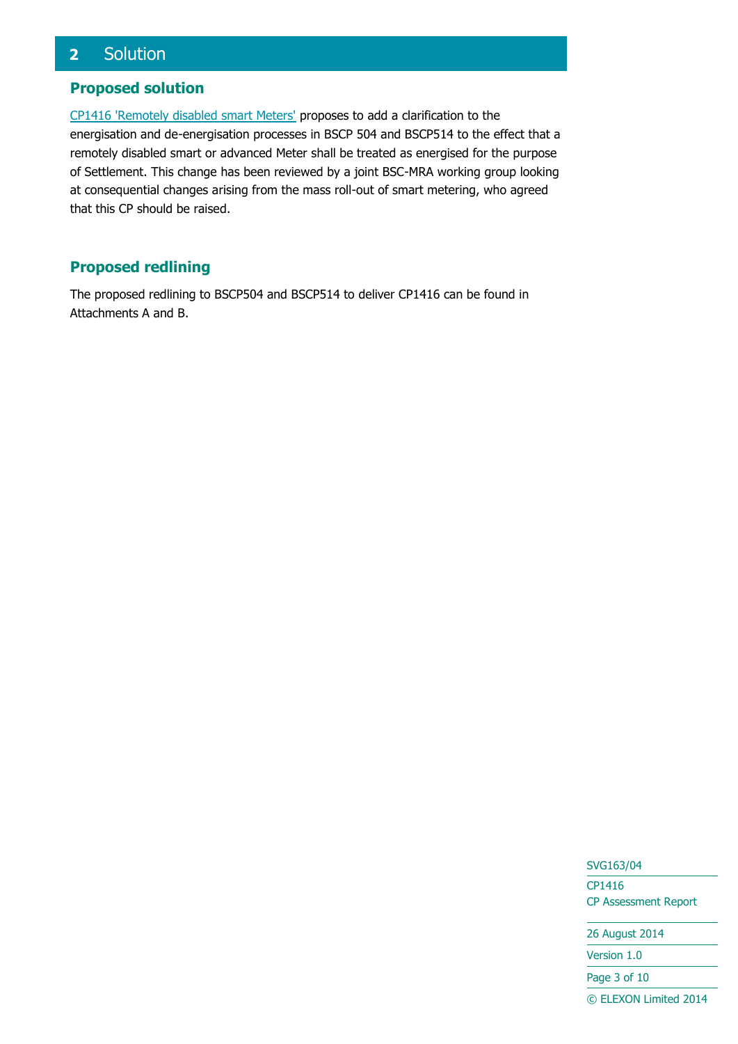## 2 Solution

### Proposed solution

CP1416 'Remotely disabled smart Meters' proposes to add a clarification to the energisation and de-energisation processes in BSCP 504 and BSCP514 to the effect that a remotely disabled smart or advanced Meter shall be treated as energised for the purpose of Settlement. This change has been reviewed by a joint BSC-MRA working group looking at consequential changes arising from the mass roll-out of smart metering, who agreed that this CP should be raised.

### Proposed redlining

The proposed redlining to BSCP504 and BSCP514 to deliver CP1416 can be found in Attachments A and B.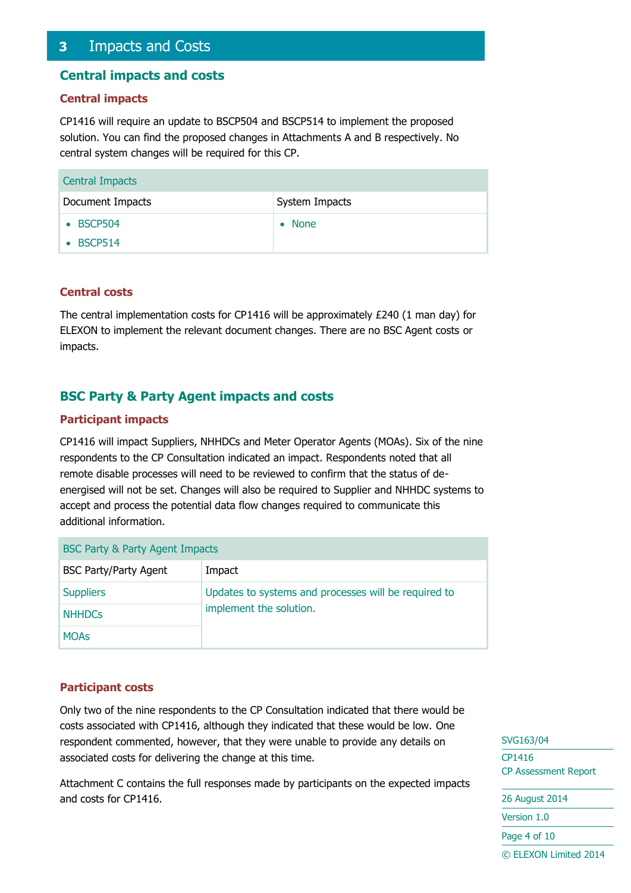# 3 Impacts and Costs

## Central impacts and costs

### Central impacts

CP1416 will require an update to BSCP504 and BSCP514 to implement the proposed solution. You can find the proposed changes in Attachments A and B respectively. No central system changes will be required for this CP.

| Central Impacts | |
| --- | --- |
| Document Impacts | System Impacts |
| • BSCP504<br>• BSCP514 | • None |

### Central costs

The central implementation costs for CP1416 will be approximately £240 (1 man day) for ELEXON to implement the relevant document changes. There are no BSC Agent costs or impacts.

## BSC Party & Party Agent impacts and costs

### Participant impacts

CP1416 will impact Suppliers, NHHDCs and Meter Operator Agents (MOAs). Six of the nine respondents to the CP Consultation indicated an impact. Respondents noted that all remote disable processes will need to be reviewed to confirm that the status of de-energised will not be set. Changes will also be required to Supplier and NHHDC systems to accept and process the potential data flow changes required to communicate this additional information.

| BSC Party & Party Agent Impacts | |
| --- | --- |
| BSC Party/Party Agent | Impact |
| Suppliers | Updates to systems and processes will be required to implement the solution. |
| NHHDCs | |
| MOAs | |

### Participant costs

Only two of the nine respondents to the CP Consultation indicated that there would be costs associated with CP1416, although they indicated that these would be low. One respondent commented, however, that they were unable to provide any details on associated costs for delivering the change at this time.

Attachment C contains the full responses made by participants on the expected impacts and costs for CP1416.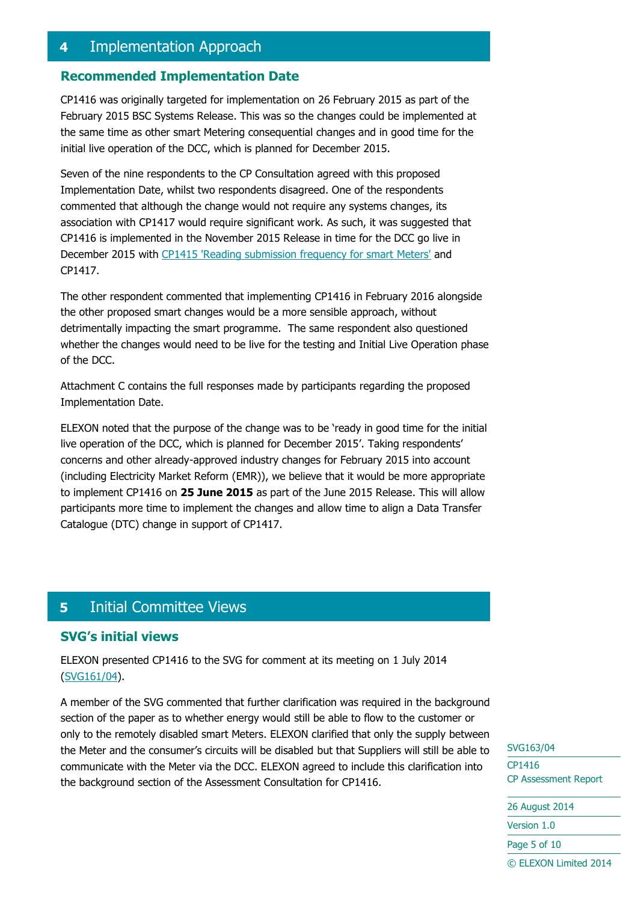# 4 Implementation Approach

## Recommended Implementation Date

CP1416 was originally targeted for implementation on 26 February 2015 as part of the February 2015 BSC Systems Release. This was so the changes could be implemented at the same time as other smart Metering consequential changes and in good time for the initial live operation of the DCC, which is planned for December 2015.

Seven of the nine respondents to the CP Consultation agreed with this proposed Implementation Date, whilst two respondents disagreed. One of the respondents commented that although the change would not require any systems changes, its association with CP1417 would require significant work. As such, it was suggested that CP1416 is implemented in the November 2015 Release in time for the DCC go live in December 2015 with CP1415 'Reading submission frequency for smart Meters' and CP1417.

The other respondent commented that implementing CP1416 in February 2016 alongside the other proposed smart changes would be a more sensible approach, without detrimentally impacting the smart programme. The same respondent also questioned whether the changes would need to be live for the testing and Initial Live Operation phase of the DCC.

Attachment C contains the full responses made by participants regarding the proposed Implementation Date.

ELEXON noted that the purpose of the change was to be 'ready in good time for the initial live operation of the DCC, which is planned for December 2015'. Taking respondents' concerns and other already-approved industry changes for February 2015 into account (including Electricity Market Reform (EMR)), we believe that it would be more appropriate to implement CP1416 on **25 June 2015** as part of the June 2015 Release. This will allow participants more time to implement the changes and allow time to align a Data Transfer Catalogue (DTC) change in support of CP1417.

# 5 Initial Committee Views

## SVG's initial views

ELEXON presented CP1416 to the SVG for comment at its meeting on 1 July 2014 (SVG161/04).

A member of the SVG commented that further clarification was required in the background section of the paper as to whether energy would still be able to flow to the customer or only to the remotely disabled smart Meters. ELEXON clarified that only the supply between the Meter and the consumer's circuits will be disabled but that Suppliers will still be able to communicate with the Meter via the DCC. ELEXON agreed to include this clarification into the background section of the Assessment Consultation for CP1416.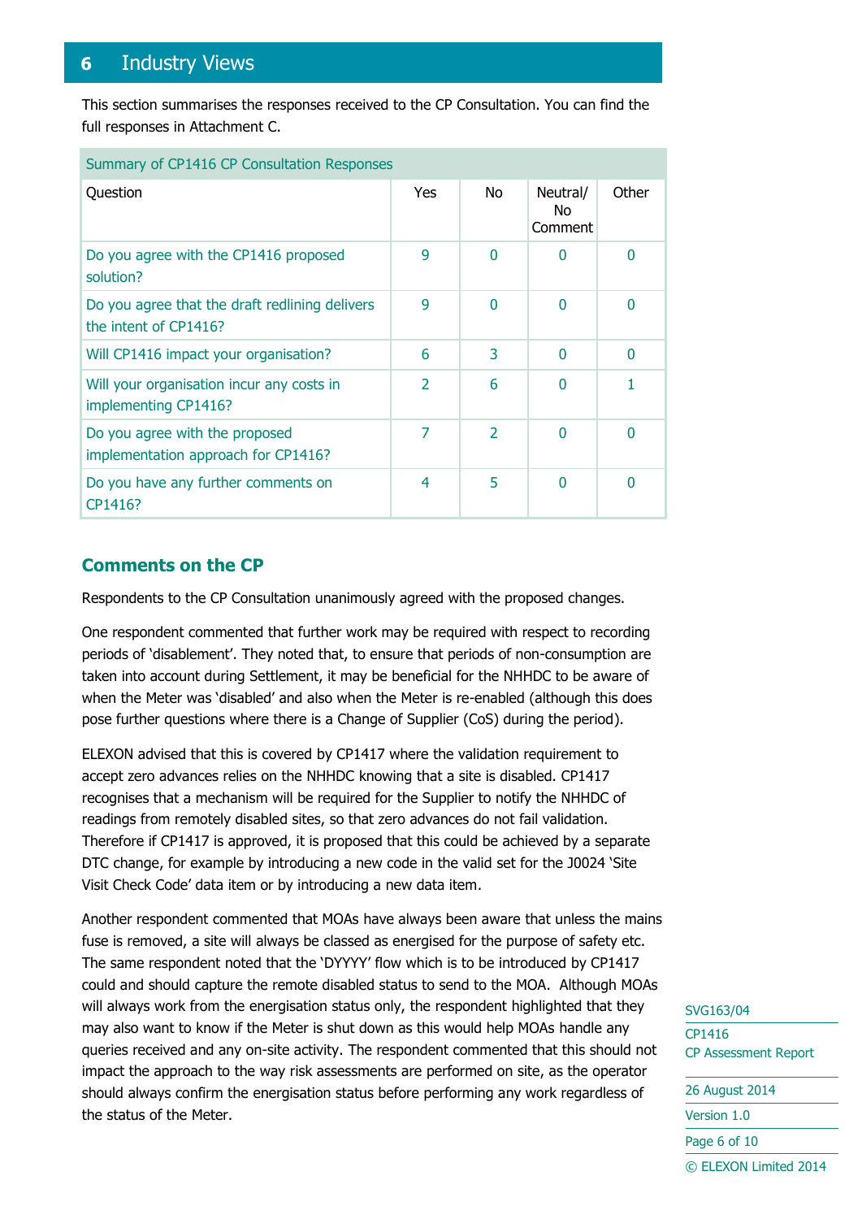# 6 Industry Views

This section summarises the responses received to the CP Consultation. You can find the full responses in Attachment C.

| Summary of CP1416 CP Consultation Responses | | | | |
|---|---|---|---|---|
| Question | Yes | No | Neutral/ No Comment | Other |
| Do you agree with the CP1416 proposed solution? | 9 | 0 | 0 | 0 |
| Do you agree that the draft redlining delivers the intent of CP1416? | 9 | 0 | 0 | 0 |
| Will CP1416 impact your organisation? | 6 | 3 | 0 | 0 |
| Will your organisation incur any costs in implementing CP1416? | 2 | 6 | 0 | 1 |
| Do you agree with the proposed implementation approach for CP1416? | 7 | 2 | 0 | 0 |
| Do you have any further comments on CP1416? | 4 | 5 | 0 | 0 |

## Comments on the CP

Respondents to the CP Consultation unanimously agreed with the proposed changes.

One respondent commented that further work may be required with respect to recording periods of 'disablement'. They noted that, to ensure that periods of non-consumption are taken into account during Settlement, it may be beneficial for the NHHDC to be aware of when the Meter was 'disabled' and also when the Meter is re-enabled (although this does pose further questions where there is a Change of Supplier (CoS) during the period).

ELEXON advised that this is covered by CP1417 where the validation requirement to accept zero advances relies on the NHHDC knowing that a site is disabled. CP1417 recognises that a mechanism will be required for the Supplier to notify the NHHDC of readings from remotely disabled sites, so that zero advances do not fail validation. Therefore if CP1417 is approved, it is proposed that this could be achieved by a separate DTC change, for example by introducing a new code in the valid set for the J0024 'Site Visit Check Code' data item or by introducing a new data item.

Another respondent commented that MOAs have always been aware that unless the mains fuse is removed, a site will always be classed as energised for the purpose of safety etc. The same respondent noted that the 'DYYYY' flow which is to be introduced by CP1417 could and should capture the remote disabled status to send to the MOA. Although MOAs will always work from the energisation status only, the respondent highlighted that they may also want to know if the Meter is shut down as this would help MOAs handle any queries received and any on-site activity. The respondent commented that this should not impact the approach to the way risk assessments are performed on site, as the operator should always confirm the energisation status before performing any work regardless of the status of the Meter.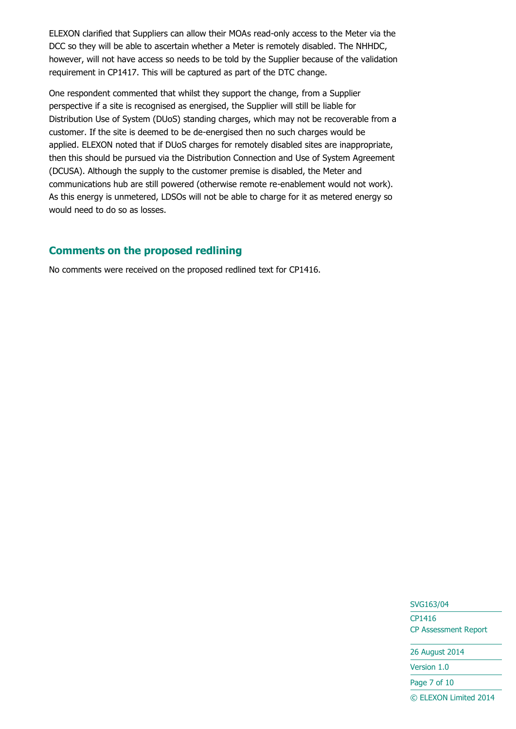ELEXON clarified that Suppliers can allow their MOAs read-only access to the Meter via the DCC so they will be able to ascertain whether a Meter is remotely disabled. The NHHDC, however, will not have access so needs to be told by the Supplier because of the validation requirement in CP1417. This will be captured as part of the DTC change.

One respondent commented that whilst they support the change, from a Supplier perspective if a site is recognised as energised, the Supplier will still be liable for Distribution Use of System (DUoS) standing charges, which may not be recoverable from a customer. If the site is deemed to be de-energised then no such charges would be applied. ELEXON noted that if DUoS charges for remotely disabled sites are inappropriate, then this should be pursued via the Distribution Connection and Use of System Agreement (DCUSA). Although the supply to the customer premise is disabled, the Meter and communications hub are still powered (otherwise remote re-enablement would not work). As this energy is unmetered, LDSOs will not be able to charge for it as metered energy so would need to do so as losses.

## Comments on the proposed redlining

No comments were received on the proposed redlined text for CP1416.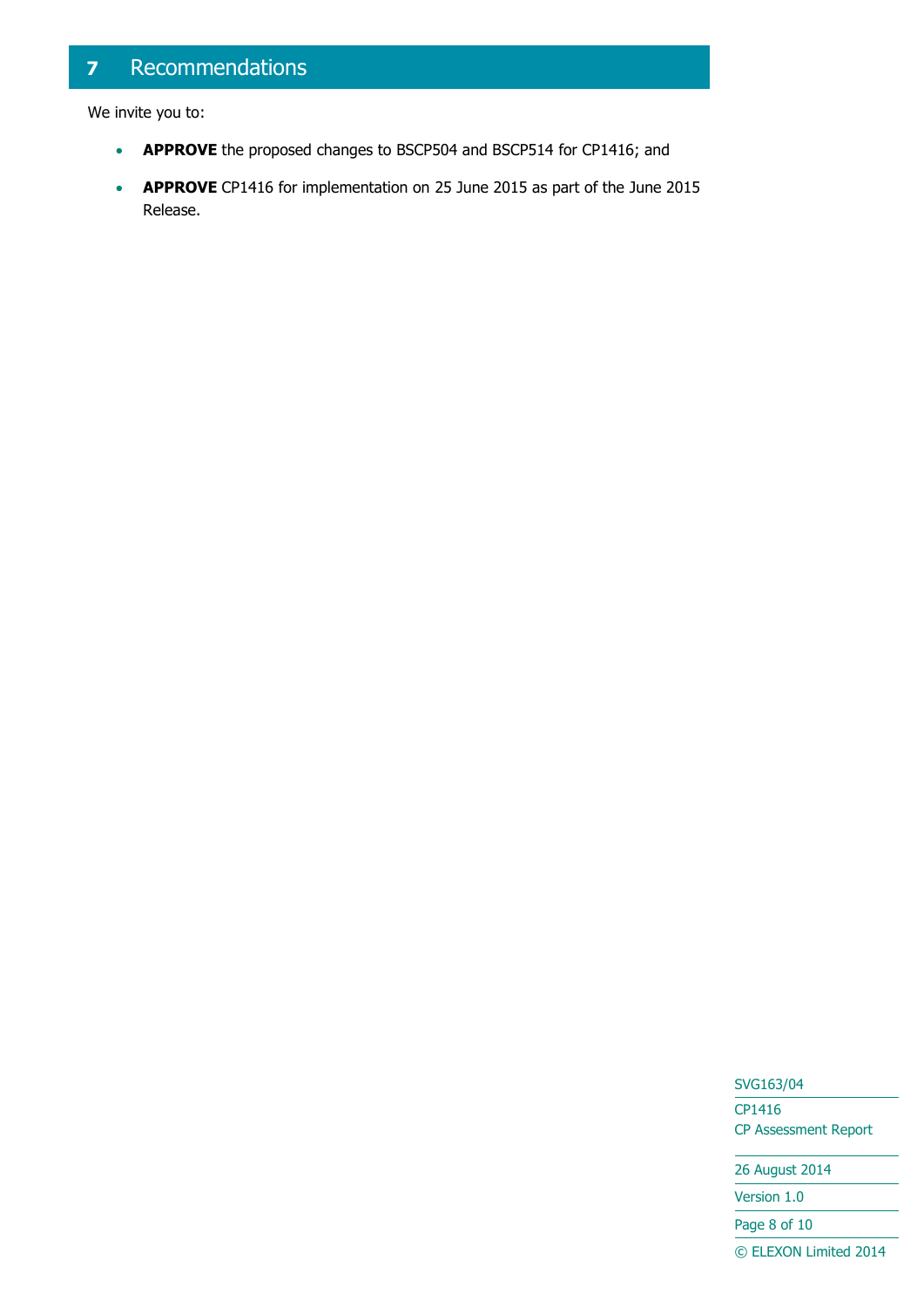# 7 Recommendations

We invite you to:

- **APPROVE** the proposed changes to BSCP504 and BSCP514 for CP1416; and
- **APPROVE** CP1416 for implementation on 25 June 2015 as part of the June 2015 Release.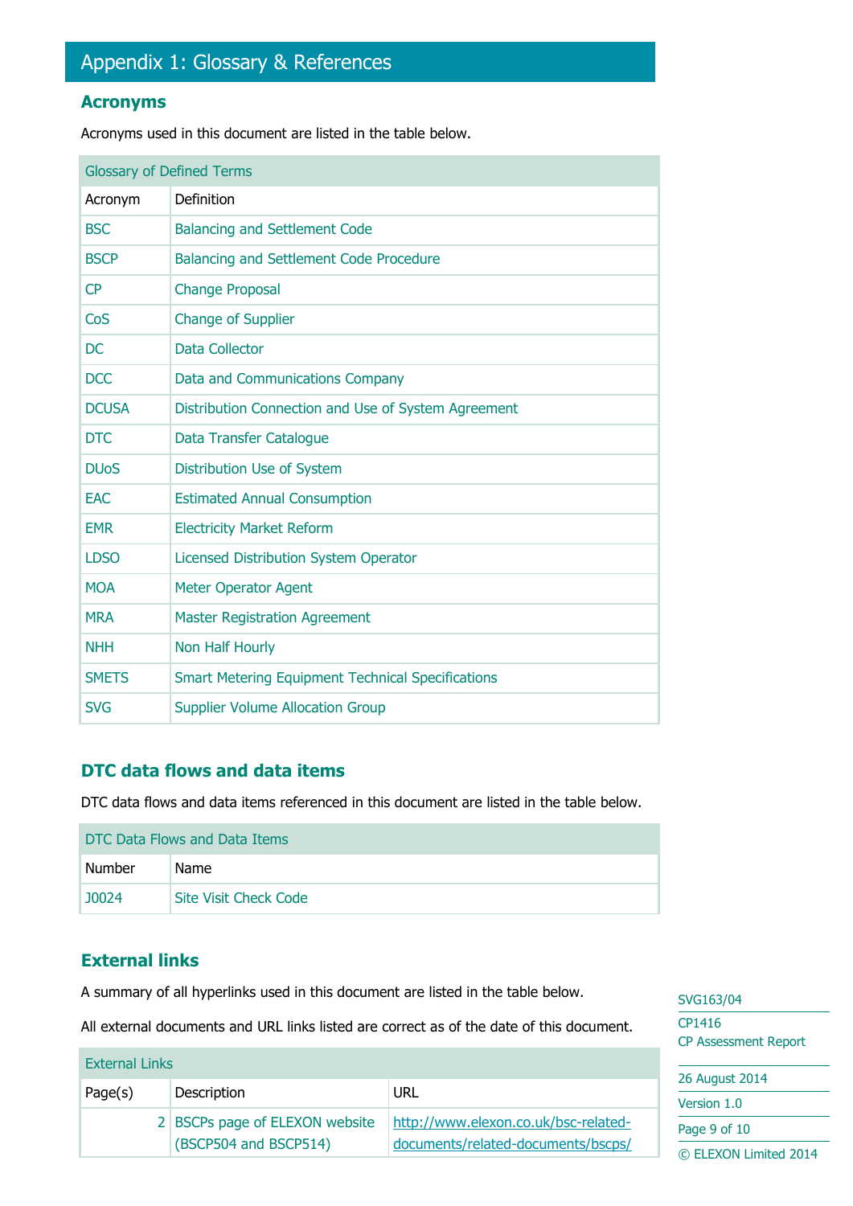# Appendix 1: Glossary & References

## Acronyms

Acronyms used in this document are listed in the table below.

| Glossary of Defined Terms | |
|---|---|
| Acronym | Definition |
| BSC | Balancing and Settlement Code |
| BSCP | Balancing and Settlement Code Procedure |
| CP | Change Proposal |
| CoS | Change of Supplier |
| DC | Data Collector |
| DCC | Data and Communications Company |
| DCUSA | Distribution Connection and Use of System Agreement |
| DTC | Data Transfer Catalogue |
| DUoS | Distribution Use of System |
| EAC | Estimated Annual Consumption |
| EMR | Electricity Market Reform |
| LDSO | Licensed Distribution System Operator |
| MOA | Meter Operator Agent |
| MRA | Master Registration Agreement |
| NHH | Non Half Hourly |
| SMETS | Smart Metering Equipment Technical Specifications |
| SVG | Supplier Volume Allocation Group |

## DTC data flows and data items

DTC data flows and data items referenced in this document are listed in the table below.

| DTC Data Flows and Data Items | |
|---|---|
| Number | Name |
| J0024 | Site Visit Check Code |

## External links

A summary of all hyperlinks used in this document are listed in the table below.

All external documents and URL links listed are correct as of the date of this document.

| External Links | | |
|---|---|---|
| Page(s) | Description | URL |
| 2 | BSCPs page of ELEXON website (BSCP504 and BSCP514) | http://www.elexon.co.uk/bsc-related-documents/related-documents/bscps/ |

SVG163/04

CP1416
CP Assessment Report

26 August 2014

Version 1.0

© ELEXON Limited 2014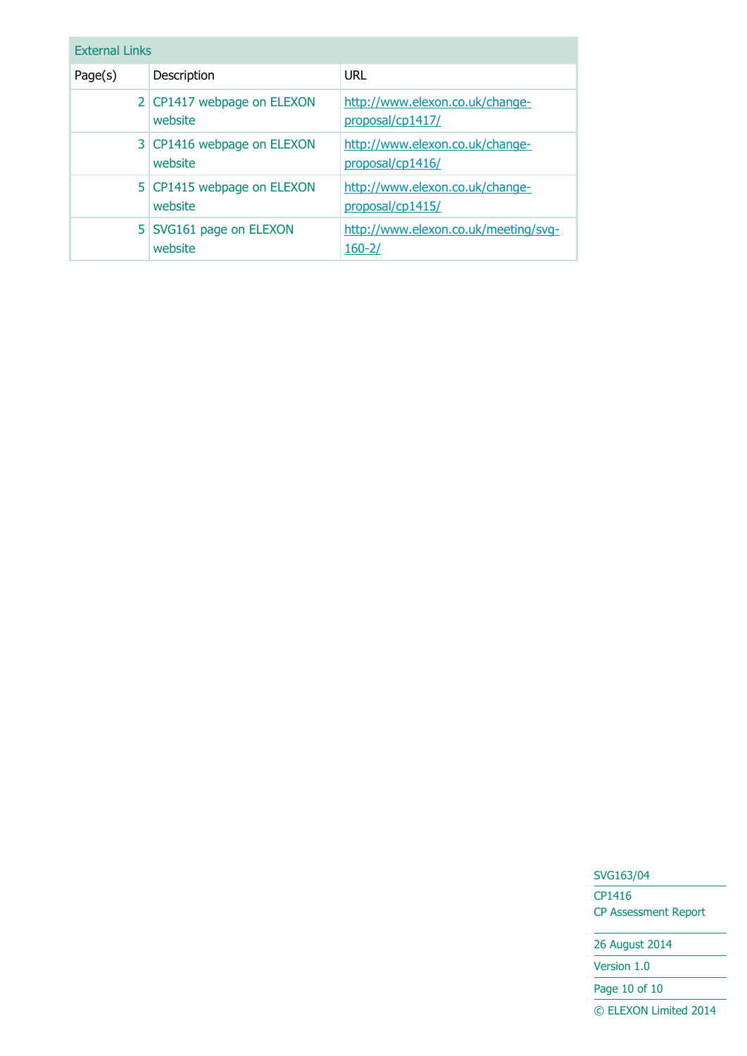| External Links | | |
|---|---|---|
| Page(s) | Description | URL |
| 2 | CP1417 webpage on ELEXON website | http://www.elexon.co.uk/change-proposal/cp1417/ |
| 3 | CP1416 webpage on ELEXON website | http://www.elexon.co.uk/change-proposal/cp1416/ |
| 5 | CP1415 webpage on ELEXON website | http://www.elexon.co.uk/change-proposal/cp1415/ |
| 5 | SVG161 page on ELEXON website | http://www.elexon.co.uk/meeting/svg-160-2/ |